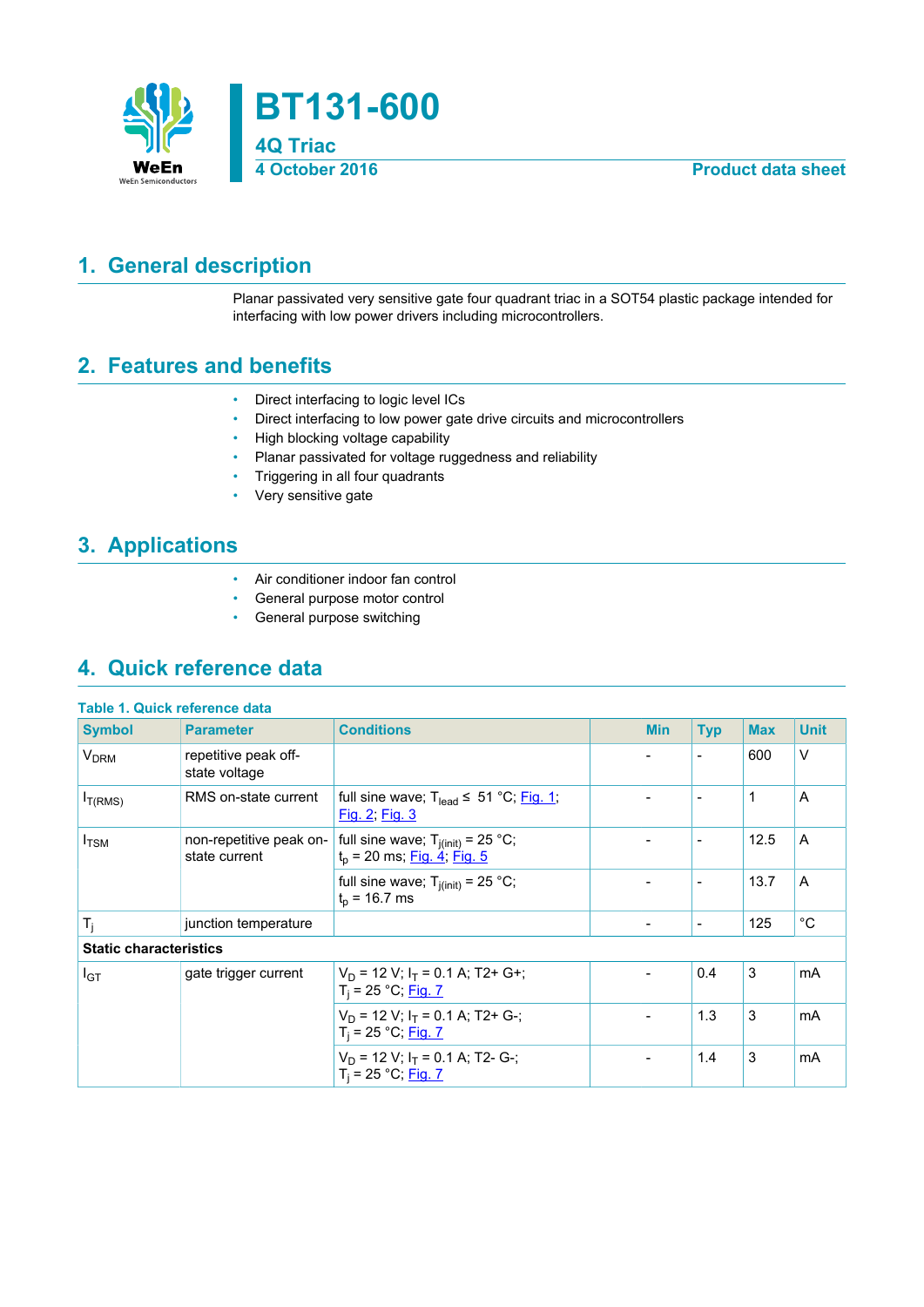# BT131-600

## 4Q Triac

4 October 2016 — Product data sheet

## 1. General description

Planar passivated very sensitive gate four quadrant triac in a SOT54 plastic package intended for interfacing with low power drivers including microcontrollers.

## 2. Features and benefits

- Direct interfacing to logic level ICs
- Direct interfacing to low power gate drive circuits and microcontrollers
- High blocking voltage capability
- Planar passivated for voltage ruggedness and reliability
- Triggering in all four quadrants
- Very sensitive gate

## 3. Applications

- Air conditioner indoor fan control
- General purpose motor control
- General purpose switching

## 4. Quick reference data

**Table 1. Quick reference data**

| Symbol | Parameter | Conditions | Min | Typ | Max | Unit |
|---|---|---|---|---|---|---|
| $V_{DRM}$ | repetitive peak off-state voltage | | - | - | 600 | V |
| $I_{T(RMS)}$ | RMS on-state current | full sine wave; $T_{lead} \leq$ 51 °C; Fig. 1; Fig. 2; Fig. 3 | - | - | 1 | A |
| $I_{TSM}$ | non-repetitive peak on-state current | full sine wave; $T_{j(init)}$ = 25 °C; $t_p$ = 20 ms; Fig. 4; Fig. 5 | - | - | 12.5 | A |
| | | full sine wave; $T_{j(init)}$ = 25 °C; $t_p$ = 16.7 ms | - | - | 13.7 | A |
| $T_j$ | junction temperature | | - | - | 125 | °C |
| **Static characteristics** | | | | | | |
| $I_{GT}$ | gate trigger current | $V_D$ = 12 V; $I_T$ = 0.1 A; T2+ G+; $T_j$ = 25 °C; Fig. 7 | - | 0.4 | 3 | mA |
| | | $V_D$ = 12 V; $I_T$ = 0.1 A; T2+ G-; $T_j$ = 25 °C; Fig. 7 | - | 1.3 | 3 | mA |
| | | $V_D$ = 12 V; $I_T$ = 0.1 A; T2- G-; $T_j$ = 25 °C; Fig. 7 | - | 1.4 | 3 | mA |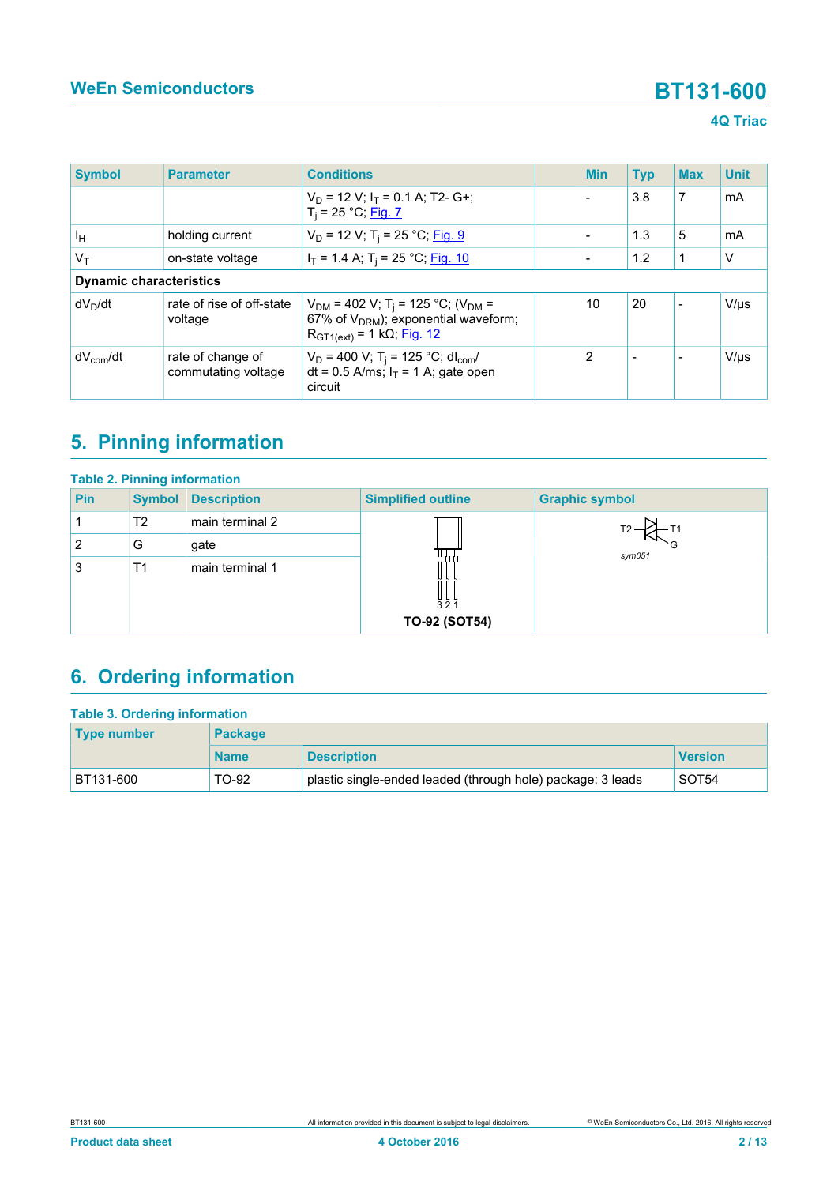| Symbol | Parameter | Conditions | Min | Typ | Max | Unit |
|---|---|---|---|---|---|---|
| | | $V_D$ = 12 V; $I_T$ = 0.1 A; T2- G+; $T_j$ = 25 °C; Fig. 7 | - | 3.8 | 7 | mA |
| $I_H$ | holding current | $V_D$ = 12 V; $T_j$ = 25 °C; Fig. 9 | - | 1.3 | 5 | mA |
| $V_T$ | on-state voltage | $I_T$ = 1.4 A; $T_j$ = 25 °C; Fig. 10 | - | 1.2 | 1 | V |
| **Dynamic characteristics** | | | | | | |
| $dV_D/dt$ | rate of rise of off-state voltage | $V_{DM}$ = 402 V; $T_j$ = 125 °C; ($V_{DM}$ = 67% of $V_{DRM}$); exponential waveform; $R_{GT1(ext)}$ = 1 kΩ; Fig. 12 | 10 | 20 | - | V/µs |
| $dV_{com}/dt$ | rate of change of commutating voltage | $V_D$ = 400 V; $T_j$ = 125 °C; $dI_{com}/dt$ = 0.5 A/ms; $I_T$ = 1 A; gate open circuit | 2 | - | - | V/µs |

## 5. Pinning information

**Table 2. Pinning information**

| Pin | Symbol | Description | Simplified outline | Graphic symbol |
|---|---|---|---|---|
| 1 | T2 | main terminal 2 | TO-92 (SOT54) | sym051 |
| 2 | G | gate | | |
| 3 | T1 | main terminal 1 | | |

## 6. Ordering information

**Table 3. Ordering information**

| Type number | Package | | |
|---|---|---|---|
| | Name | Description | Version |
| BT131-600 | TO-92 | plastic single-ended leaded (through hole) package; 3 leads | SOT54 |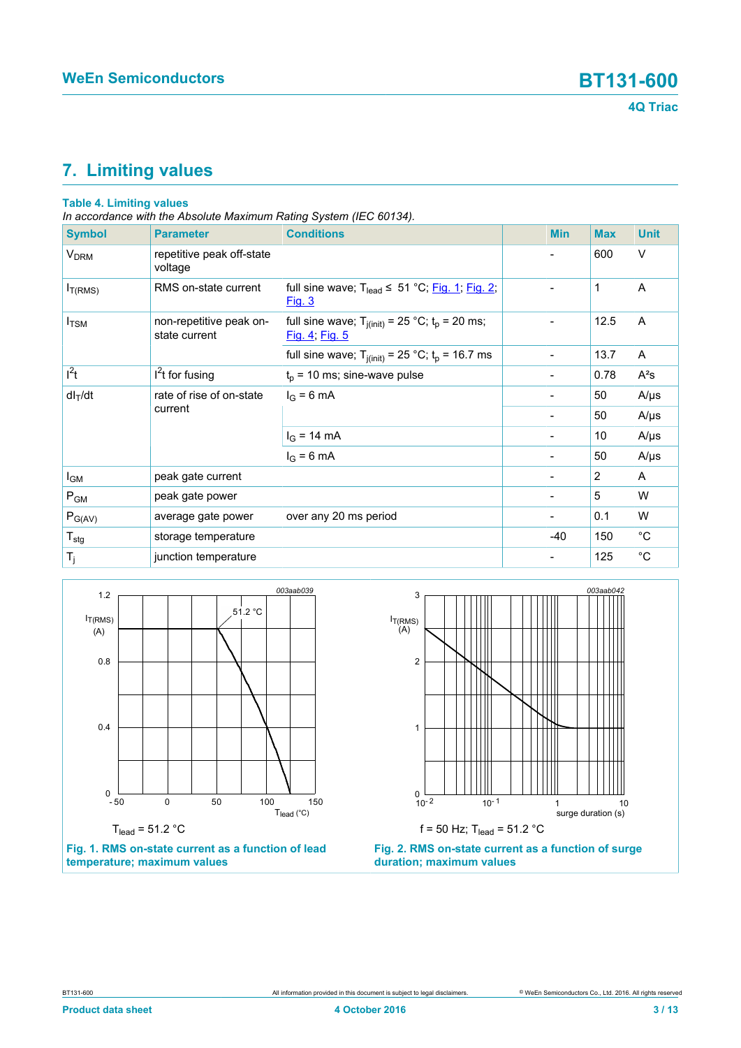## 7. Limiting values

**Table 4. Limiting values**

*In accordance with the Absolute Maximum Rating System (IEC 60134).*

| Symbol | Parameter | Conditions | Min | Max | Unit |
|---|---|---|---|---|---|
| $V_{DRM}$ | repetitive peak off-state voltage | | - | 600 | V |
| $I_{T(RMS)}$ | RMS on-state current | full sine wave; $T_{lead} \leq 51$ °C; Fig. 1; Fig. 2; Fig. 3 | - | 1 | A |
| $I_{TSM}$ | non-repetitive peak on-state current | full sine wave; $T_{j(init)} = 25$ °C; $t_p = 20$ ms; Fig. 4; Fig. 5 | - | 12.5 | A |
| | | full sine wave; $T_{j(init)} = 25$ °C; $t_p = 16.7$ ms | - | 13.7 | A |
| $I^2t$ | $I^2t$ for fusing | $t_p = 10$ ms; sine-wave pulse | - | 0.78 | A²s |
| $dI_T/dt$ | rate of rise of on-state current | $I_G = 6$ mA | - | 50 | A/µs |
| | | | - | 50 | A/µs |
| | | $I_G = 14$ mA | - | 10 | A/µs |
| | | $I_G = 6$ mA | - | 50 | A/µs |
| $I_{GM}$ | peak gate current | | - | 2 | A |
| $P_{GM}$ | peak gate power | | - | 5 | W |
| $P_{G(AV)}$ | average gate power | over any 20 ms period | - | 0.1 | W |
| $T_{stg}$ | storage temperature | | -40 | 150 | °C |
| $T_j$ | junction temperature | | - | 125 | °C |

$T_{lead} = 51.2$ °C

**Fig. 1. RMS on-state current as a function of lead temperature; maximum values**

f = 50 Hz; $T_{lead} = 51.2$ °C

**Fig. 2. RMS on-state current as a function of surge duration; maximum values**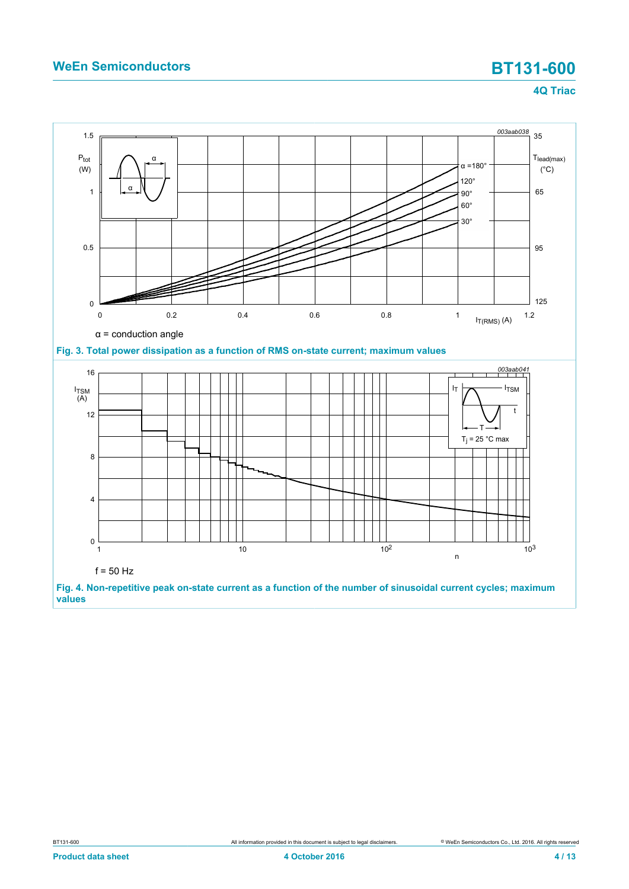α = conduction angle

**Fig. 3. Total power dissipation as a function of RMS on-state current; maximum values**

f = 50 Hz

**Fig. 4. Non-repetitive peak on-state current as a function of the number of sinusoidal current cycles; maximum values**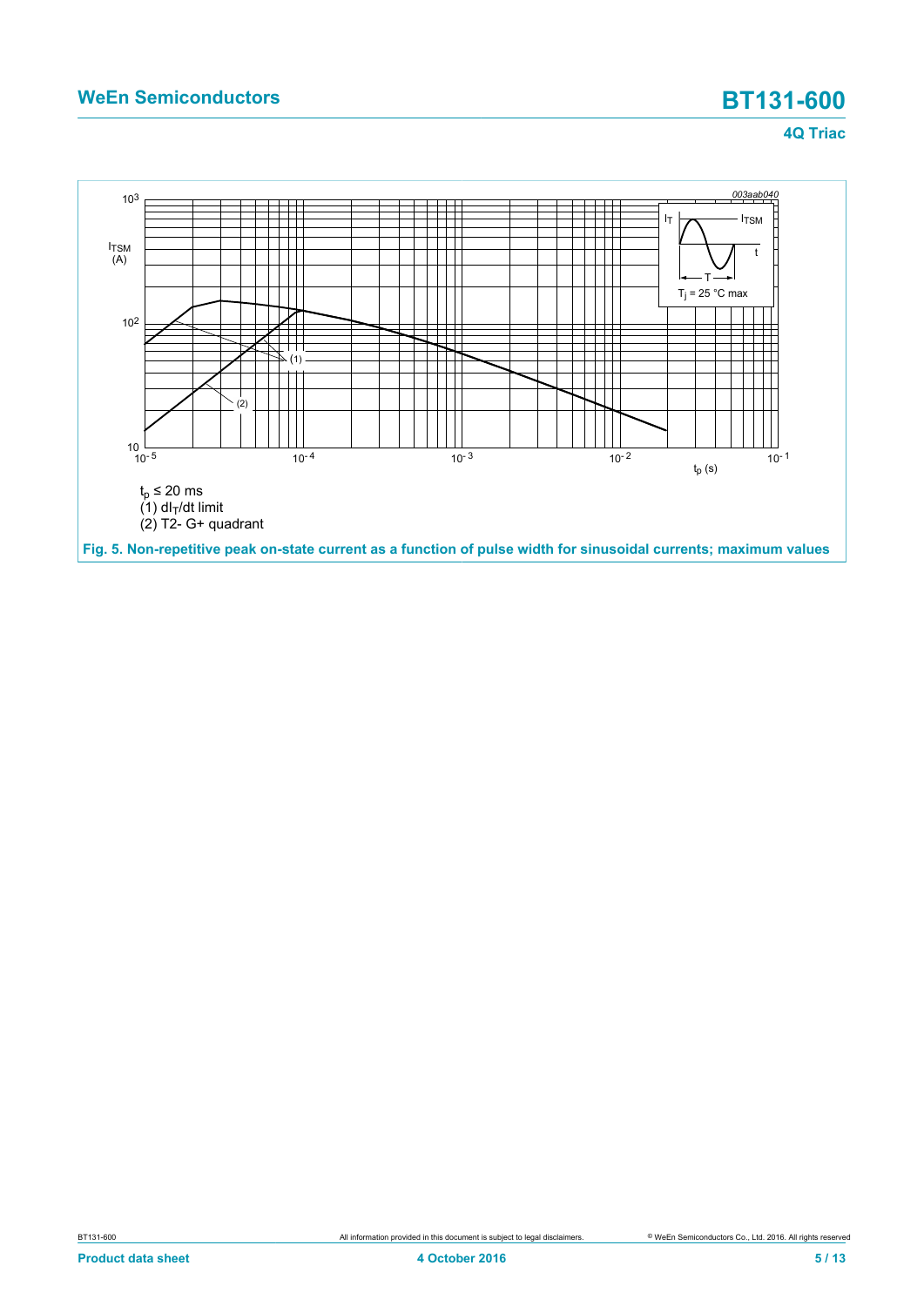$t_p \leq 20$ ms

(1) $dI_T/dt$ limit

(2) T2- G+ quadrant

**Fig. 5. Non-repetitive peak on-state current as a function of pulse width for sinusoidal currents; maximum values**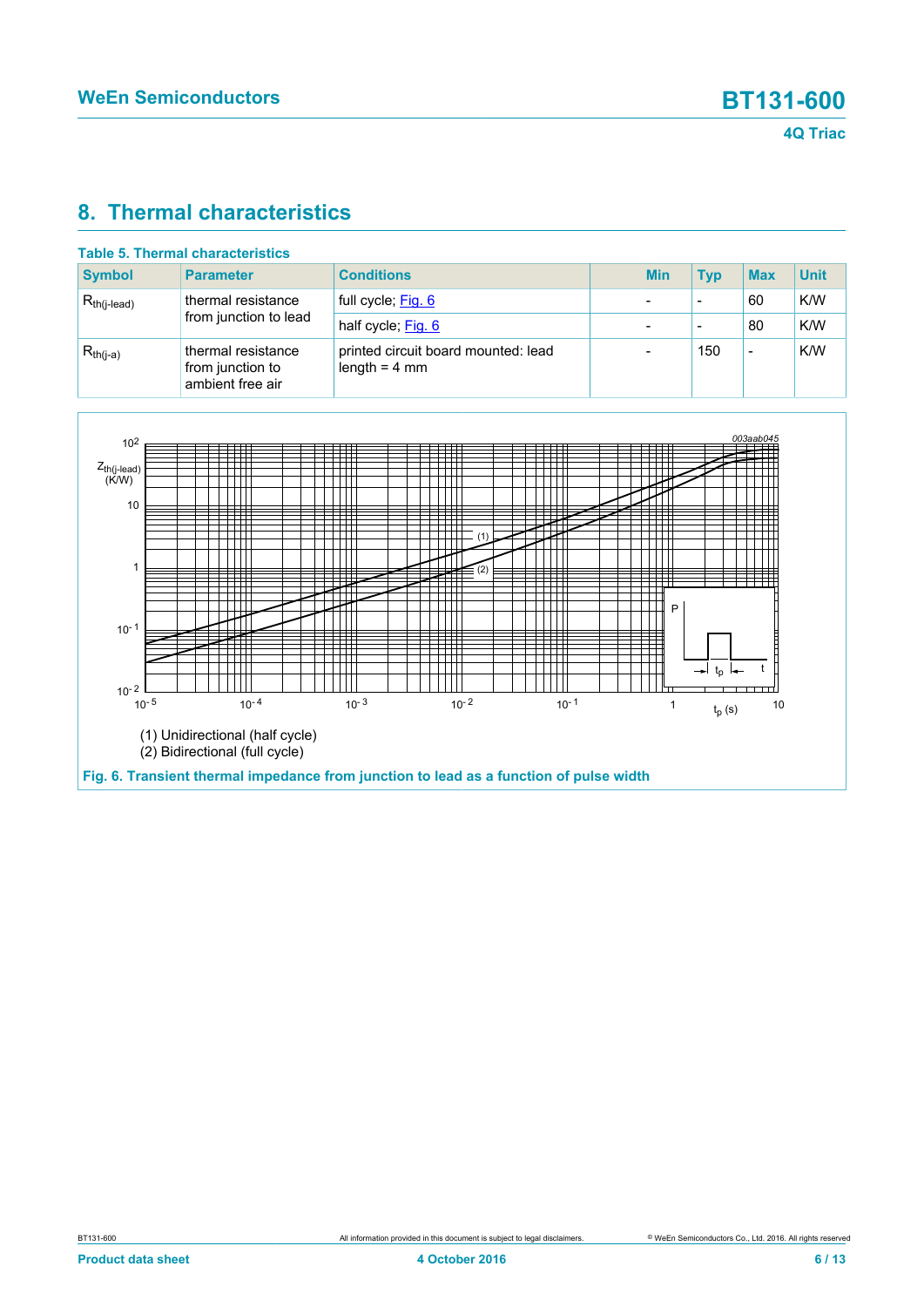# 8. Thermal characteristics

**Table 5. Thermal characteristics**

| Symbol | Parameter | Conditions | Min | Typ | Max | Unit |
|---|---|---|---|---|---|---|
| $R_{th(j-lead)}$ | thermal resistance from junction to lead | full cycle; Fig. 6 | - | - | 60 | K/W |
| | | half cycle; Fig. 6 | - | - | 80 | K/W |
| $R_{th(j-a)}$ | thermal resistance from junction to ambient free air | printed circuit board mounted: lead length = 4 mm | - | 150 | - | K/W |

(1) Unidirectional (half cycle)

(2) Bidirectional (full cycle)

**Fig. 6. Transient thermal impedance from junction to lead as a function of pulse width**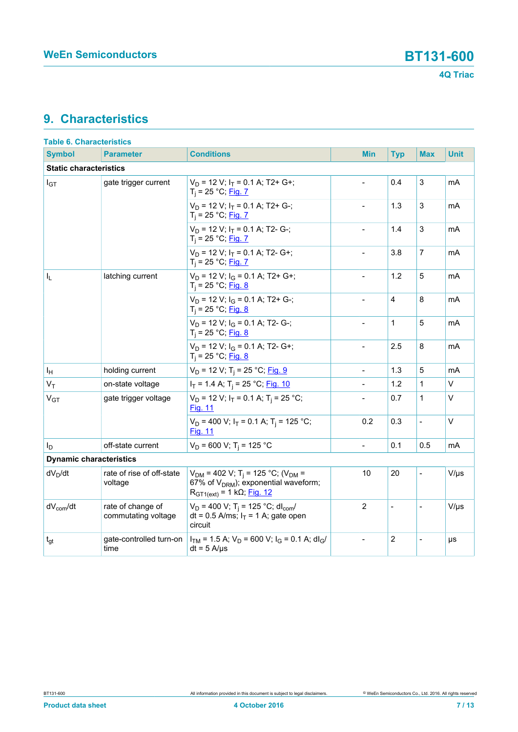## 9. Characteristics

**Table 6. Characteristics**

| Symbol | Parameter | Conditions | Min | Typ | Max | Unit |
|---|---|---|---|---|---|---|
| **Static characteristics** | | | | | | |
| $I_{GT}$ | gate trigger current | $V_D$ = 12 V; $I_T$ = 0.1 A; T2+ G+; $T_j$ = 25 °C; Fig. 7 | - | 0.4 | 3 | mA |
| | | $V_D$ = 12 V; $I_T$ = 0.1 A; T2+ G-; $T_j$ = 25 °C; Fig. 7 | - | 1.3 | 3 | mA |
| | | $V_D$ = 12 V; $I_T$ = 0.1 A; T2- G-; $T_j$ = 25 °C; Fig. 7 | - | 1.4 | 3 | mA |
| | | $V_D$ = 12 V; $I_T$ = 0.1 A; T2- G+; $T_j$ = 25 °C; Fig. 7 | - | 3.8 | 7 | mA |
| $I_L$ | latching current | $V_D$ = 12 V; $I_G$ = 0.1 A; T2+ G+; $T_j$ = 25 °C; Fig. 8 | - | 1.2 | 5 | mA |
| | | $V_D$ = 12 V; $I_G$ = 0.1 A; T2+ G-; $T_j$ = 25 °C; Fig. 8 | - | 4 | 8 | mA |
| | | $V_D$ = 12 V; $I_G$ = 0.1 A; T2- G-; $T_j$ = 25 °C; Fig. 8 | - | 1 | 5 | mA |
| | | $V_D$ = 12 V; $I_G$ = 0.1 A; T2- G+; $T_j$ = 25 °C; Fig. 8 | - | 2.5 | 8 | mA |
| $I_H$ | holding current | $V_D$ = 12 V; $T_j$ = 25 °C; Fig. 9 | - | 1.3 | 5 | mA |
| $V_T$ | on-state voltage | $I_T$ = 1.4 A; $T_j$ = 25 °C; Fig. 10 | - | 1.2 | 1 | V |
| $V_{GT}$ | gate trigger voltage | $V_D$ = 12 V; $I_T$ = 0.1 A; $T_j$ = 25 °C; Fig. 11 | - | 0.7 | 1 | V |
| | | $V_D$ = 400 V; $I_T$ = 0.1 A; $T_j$ = 125 °C; Fig. 11 | 0.2 | 0.3 | - | V |
| $I_D$ | off-state current | $V_D$ = 600 V; $T_j$ = 125 °C | - | 0.1 | 0.5 | mA |
| **Dynamic characteristics** | | | | | | |
| $dV_D/dt$ | rate of rise of off-state voltage | $V_{DM}$ = 402 V; $T_j$ = 125 °C; ($V_{DM}$ = 67% of $V_{DRM}$); exponential waveform; $R_{GT1(ext)}$ = 1 kΩ; Fig. 12 | 10 | 20 | - | V/µs |
| $dV_{com}/dt$ | rate of change of commutating voltage | $V_D$ = 400 V; $T_j$ = 125 °C; $dI_{com}/dt$ = 0.5 A/ms; $I_T$ = 1 A; gate open circuit | 2 | - | - | V/µs |
| $t_{gt}$ | gate-controlled turn-on time | $I_{TM}$ = 1.5 A; $V_D$ = 600 V; $I_G$ = 0.1 A; $dI_G/dt$ = 5 A/µs | - | 2 | - | µs |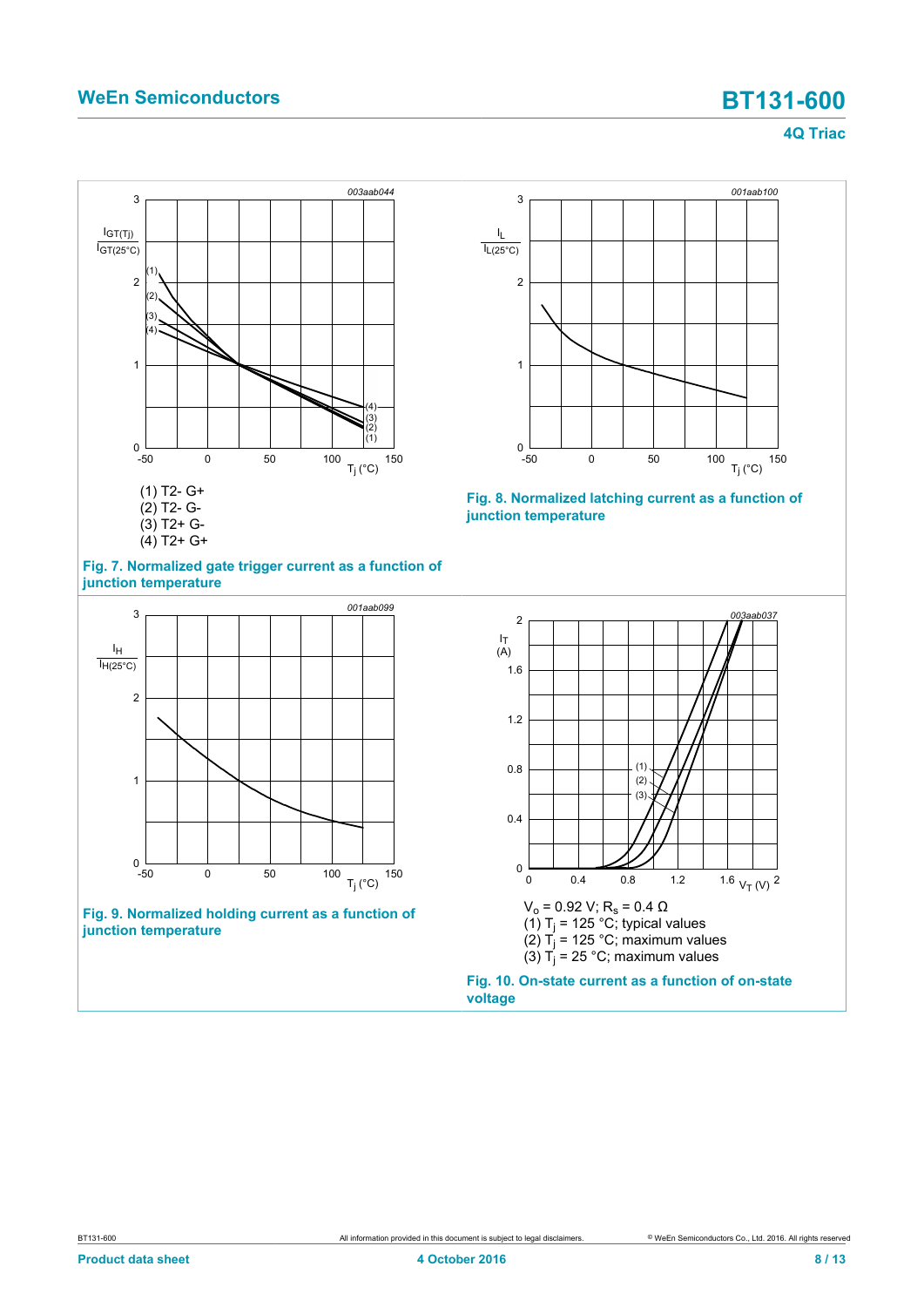(1) T2- G+
(2) T2- G-
(3) T2+ G-
(4) T2+ G+

**Fig. 7. Normalized gate trigger current as a function of junction temperature**

**Fig. 8. Normalized latching current as a function of junction temperature**

**Fig. 9. Normalized holding current as a function of junction temperature**

$V_o$ = 0.92 V; $R_s$ = 0.4 Ω
(1) $T_j$ = 125 °C; typical values
(2) $T_j$ = 125 °C; maximum values
(3) $T_j$ = 25 °C; maximum values

**Fig. 10. On-state current as a function of on-state voltage**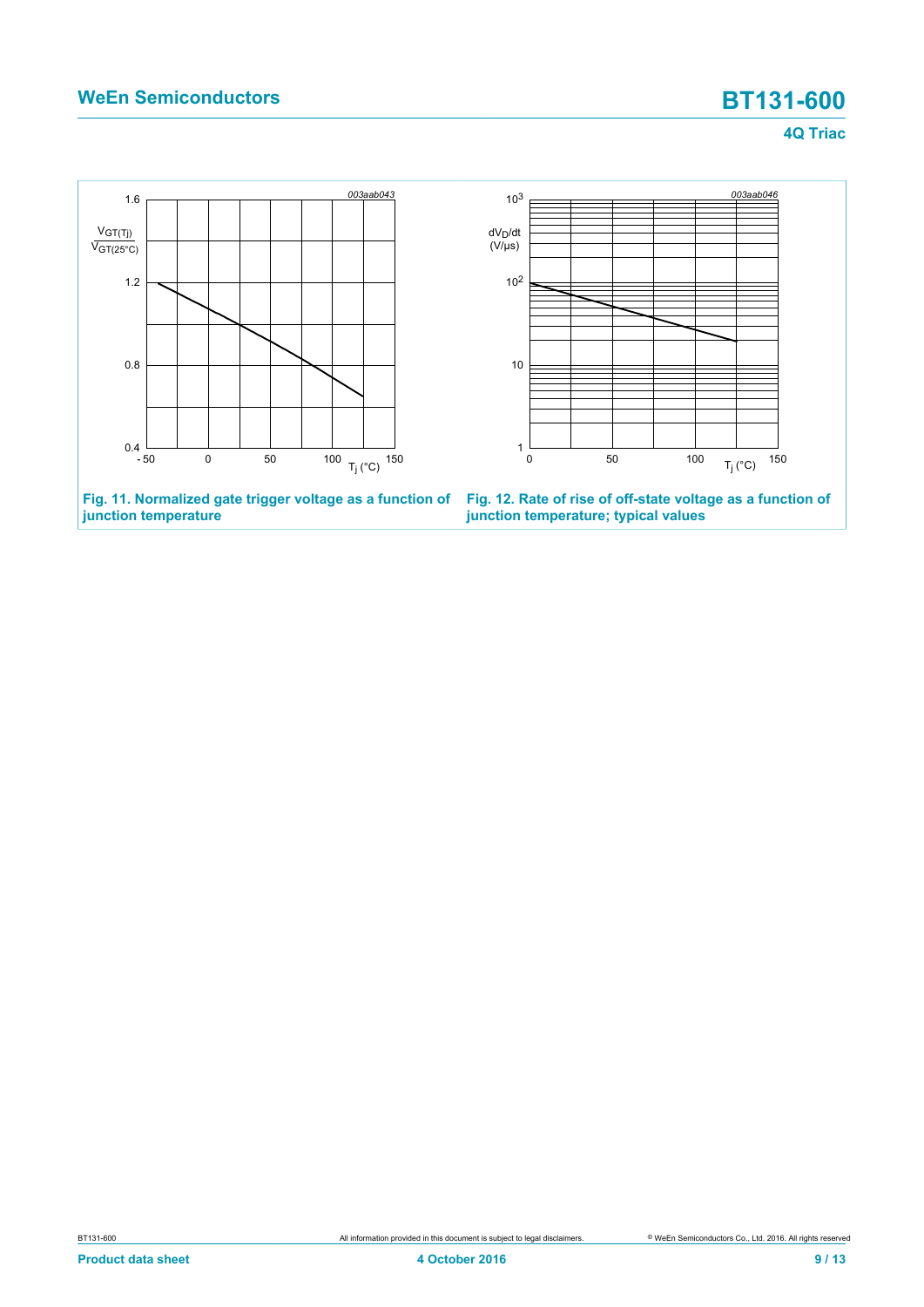Fig. 11. Normalized gate trigger voltage as a function of junction temperature

Fig. 12. Rate of rise of off-state voltage as a function of junction temperature; typical values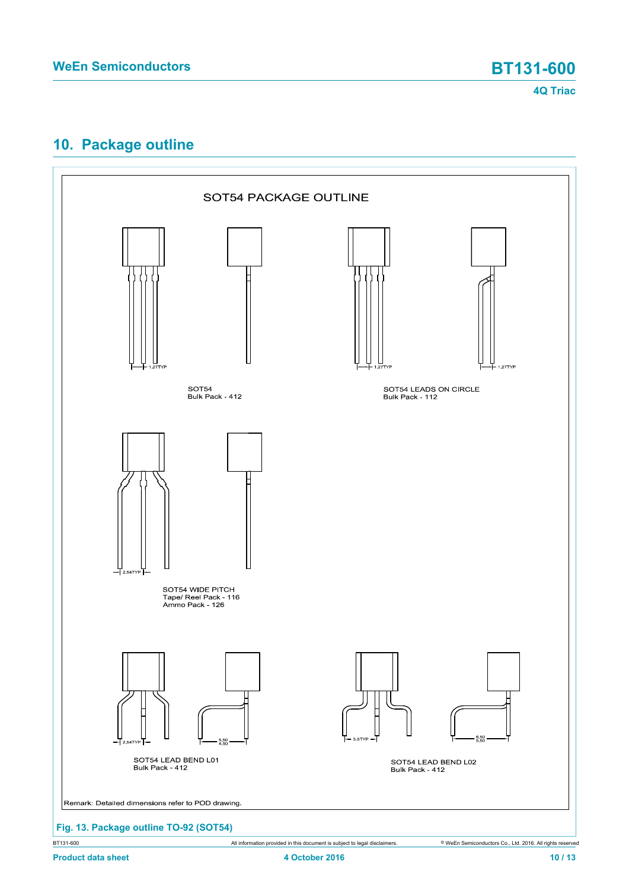## 10. Package outline

SOT54 PACKAGE OUTLINE

1.27TYP

SOT54
Bulk Pack - 412

1.27TYP 1.27TYP

SOT54 LEADS ON CIRCLE
Bulk Pack - 112

2.54TYP

SOT54 WIDE PITCH
Tape/ Reel Pack - 116
Ammo Pack - 126

2.54TYP 5.50 4.50

SOT54 LEAD BEND L01
Bulk Pack - 412

3.5TYP 6.50 5.50

SOT54 LEAD BEND L02
Bulk Pack - 412

Remark: Detailed dimensions refer to POD drawing.

**Fig. 13. Package outline TO-92 (SOT54)**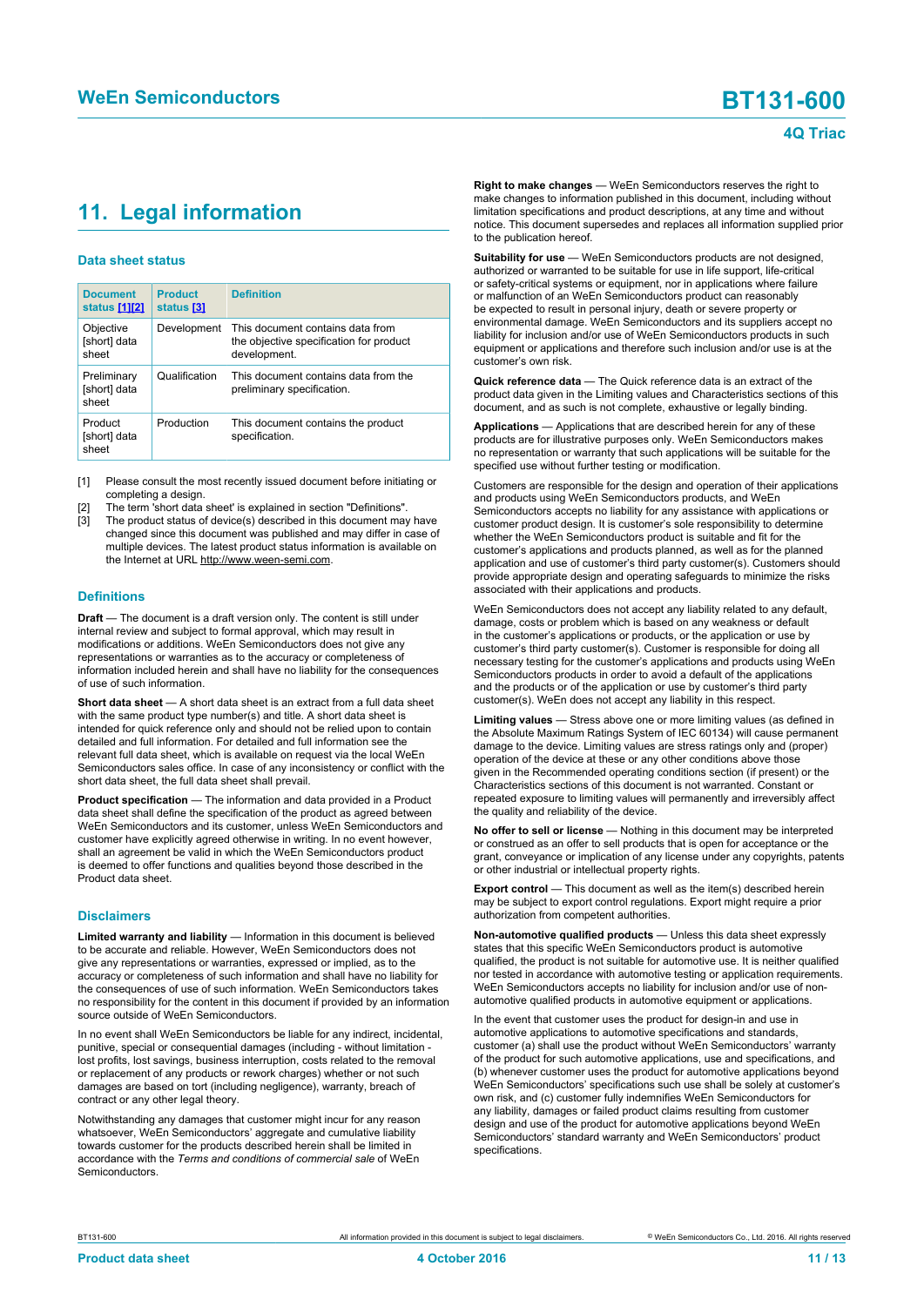## 11. Legal information

### Data sheet status

| Document status [1][2] | Product status [3] | Definition |
| --- | --- | --- |
| Objective [short] data sheet | Development | This document contains data from the objective specification for product development. |
| Preliminary [short] data sheet | Qualification | This document contains data from the preliminary specification. |
| Product [short] data sheet | Production | This document contains the product specification. |

[1] Please consult the most recently issued document before initiating or completing a design.

[2] The term 'short data sheet' is explained in section "Definitions".

[3] The product status of device(s) described in this document may have changed since this document was published and may differ in case of multiple devices. The latest product status information is available on the Internet at URL http://www.ween-semi.com.

### Definitions

**Draft** — The document is a draft version only. The content is still under internal review and subject to formal approval, which may result in modifications or additions. WeEn Semiconductors does not give any representations or warranties as to the accuracy or completeness of information included herein and shall have no liability for the consequences of use of such information.

**Short data sheet** — A short data sheet is an extract from a full data sheet with the same product type number(s) and title. A short data sheet is intended for quick reference only and should not be relied upon to contain detailed and full information. For detailed and full information see the relevant full data sheet, which is available on request via the local WeEn Semiconductors sales office. In case of any inconsistency or conflict with the short data sheet, the full data sheet shall prevail.

**Product specification** — The information and data provided in a Product data sheet shall define the specification of the product as agreed between WeEn Semiconductors and its customer, unless WeEn Semiconductors and customer have explicitly agreed otherwise in writing. In no event however, shall an agreement be valid in which the WeEn Semiconductors product is deemed to offer functions and qualities beyond those described in the Product data sheet.

### Disclaimers

**Limited warranty and liability** — Information in this document is believed to be accurate and reliable. However, WeEn Semiconductors does not give any representations or warranties, expressed or implied, as to the accuracy or completeness of such information and shall have no liability for the consequences of use of such information. WeEn Semiconductors takes no responsibility for the content in this document if provided by an information source outside of WeEn Semiconductors.

In no event shall WeEn Semiconductors be liable for any indirect, incidental, punitive, special or consequential damages (including - without limitation - lost profits, lost savings, business interruption, costs related to the removal or replacement of any products or rework charges) whether or not such damages are based on tort (including negligence), warranty, breach of contract or any other legal theory.

Notwithstanding any damages that customer might incur for any reason whatsoever, WeEn Semiconductors' aggregate and cumulative liability towards customer for the products described herein shall be limited in accordance with the *Terms and conditions of commercial sale* of WeEn Semiconductors.

**Right to make changes** — WeEn Semiconductors reserves the right to make changes to information published in this document, including without limitation specifications and product descriptions, at any time and without notice. This document supersedes and replaces all information supplied prior to the publication hereof.

**Suitability for use** — WeEn Semiconductors products are not designed, authorized or warranted to be suitable for use in life support, life-critical or safety-critical systems or equipment, nor in applications where failure or malfunction of an WeEn Semiconductors product can reasonably be expected to result in personal injury, death or severe property or environmental damage. WeEn Semiconductors and its suppliers accept no liability for inclusion and/or use of WeEn Semiconductors products in such equipment or applications and therefore such inclusion and/or use is at the customer's own risk.

**Quick reference data** — The Quick reference data is an extract of the product data given in the Limiting values and Characteristics sections of this document, and as such is not complete, exhaustive or legally binding.

**Applications** — Applications that are described herein for any of these products are for illustrative purposes only. WeEn Semiconductors makes no representation or warranty that such applications will be suitable for the specified use without further testing or modification.

Customers are responsible for the design and operation of their applications and products using WeEn Semiconductors products, and WeEn Semiconductors accepts no liability for any assistance with applications or customer product design. It is customer's sole responsibility to determine whether the WeEn Semiconductors product is suitable and fit for the customer's applications and products planned, as well as for the planned application and use of customer's third party customer(s). Customers should provide appropriate design and operating safeguards to minimize the risks associated with their applications and products.

WeEn Semiconductors does not accept any liability related to any default, damage, costs or problem which is based on any weakness or default in the customer's applications or products, or the application or use by customer's third party customer(s). Customer is responsible for doing all necessary testing for the customer's applications and products using WeEn Semiconductors products in order to avoid a default of the applications and the products or of the application or use by customer's third party customer(s). WeEn does not accept any liability in this respect.

**Limiting values** — Stress above one or more limiting values (as defined in the Absolute Maximum Ratings System of IEC 60134) will cause permanent damage to the device. Limiting values are stress ratings only and (proper) operation of the device at these or any other conditions above those given in the Recommended operating conditions section (if present) or the Characteristics sections of this document is not warranted. Constant or repeated exposure to limiting values will permanently and irreversibly affect the quality and reliability of the device.

**No offer to sell or license** — Nothing in this document may be interpreted or construed as an offer to sell products that is open for acceptance or the grant, conveyance or implication of any license under any copyrights, patents or other industrial or intellectual property rights.

**Export control** — This document as well as the item(s) described herein may be subject to export control regulations. Export might require a prior authorization from competent authorities.

**Non-automotive qualified products** — Unless this data sheet expressly states that this specific WeEn Semiconductors product is automotive qualified, the product is not suitable for automotive use. It is neither qualified nor tested in accordance with automotive testing or application requirements. WeEn Semiconductors accepts no liability for inclusion and/or use of non-automotive qualified products in automotive equipment or applications.

In the event that customer uses the product for design-in and use in automotive applications to automotive specifications and standards, customer (a) shall use the product without WeEn Semiconductors' warranty of the product for such automotive applications, use and specifications, and (b) whenever customer uses the product for automotive applications beyond WeEn Semiconductors' specifications such use shall be solely at customer's own risk, and (c) customer fully indemnifies WeEn Semiconductors for any liability, damages or failed product claims resulting from customer design and use of the product for automotive applications beyond WeEn Semiconductors' standard warranty and WeEn Semiconductors' product specifications.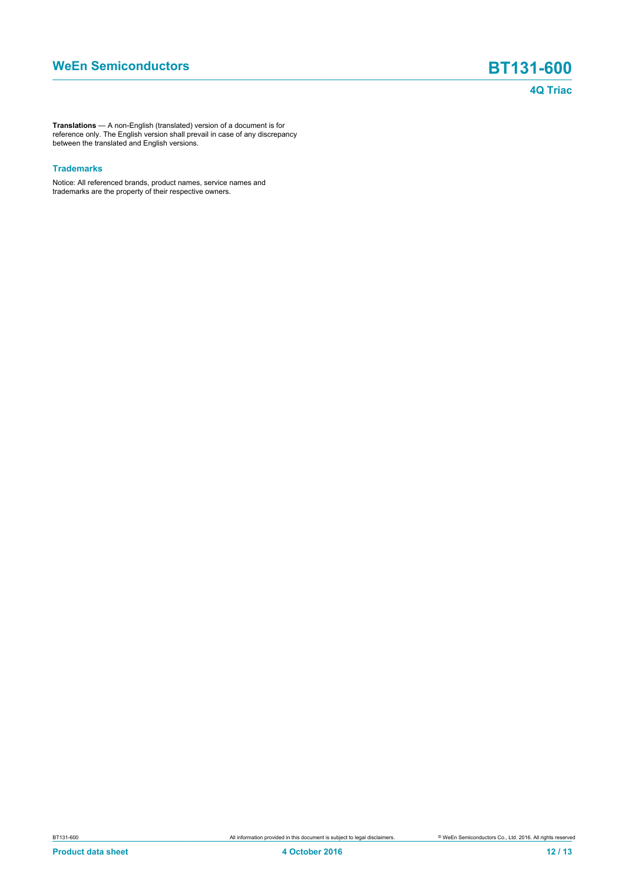**Translations** — A non-English (translated) version of a document is for reference only. The English version shall prevail in case of any discrepancy between the translated and English versions.

### Trademarks

Notice: All referenced brands, product names, service names and trademarks are the property of their respective owners.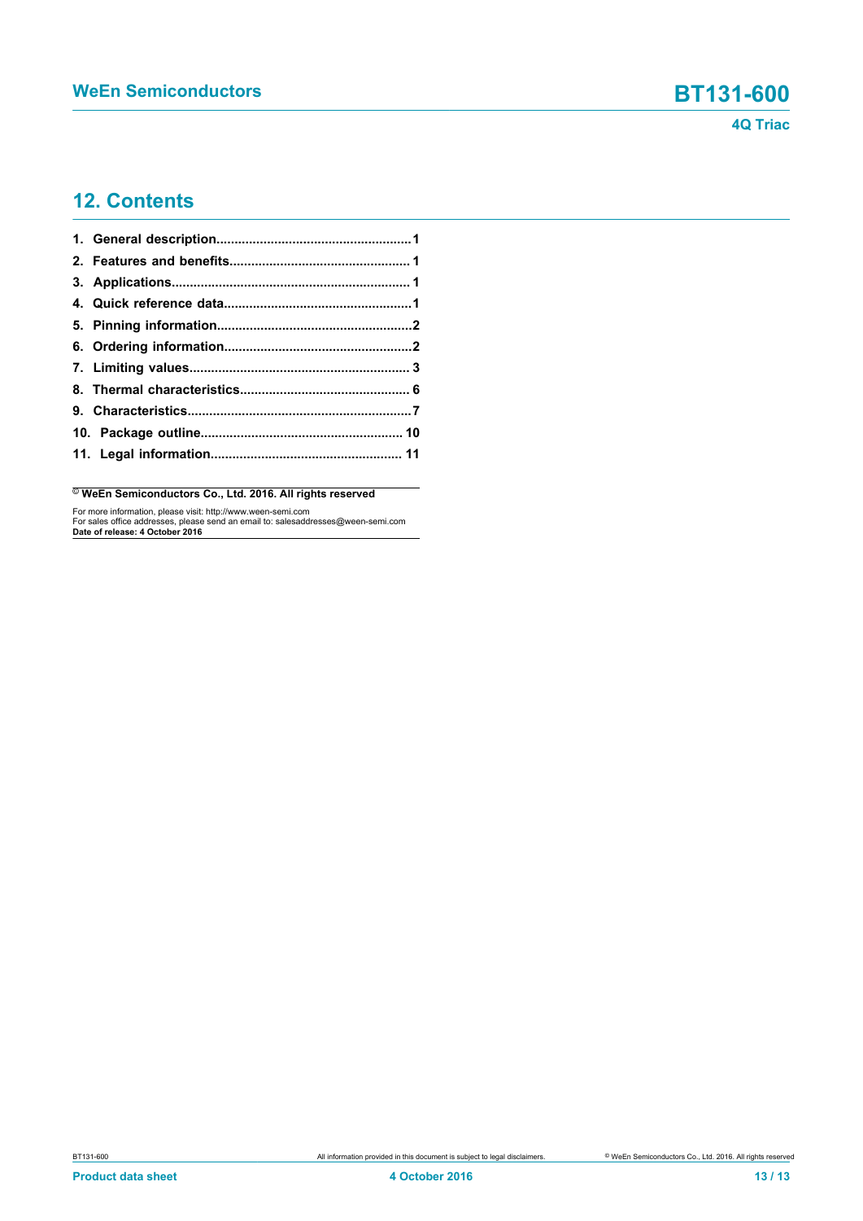## 12. Contents

1. General description.....1
2. Features and benefits.....1
3. Applications.....1
4. Quick reference data.....1
5. Pinning information.....2
6. Ordering information.....2
7. Limiting values.....3
8. Thermal characteristics.....6
9. Characteristics.....7
10. Package outline.....10
11. Legal information.....11

**© WeEn Semiconductors Co., Ltd. 2016. All rights reserved**

For more information, please visit: http://www.ween-semi.com
For sales office addresses, please send an email to: salesaddresses@ween-semi.com
**Date of release: 4 October 2016**